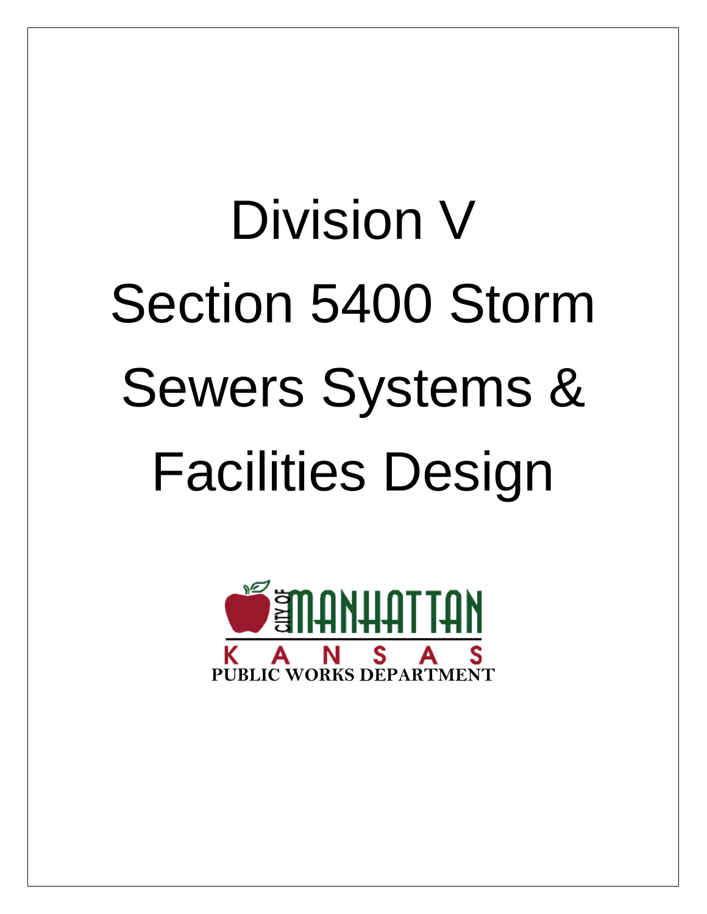# Division V

# Section 5400 Storm Sewers Systems & Facilities Design

CITY OF MANHATTAN

KANSAS

PUBLIC WORKS DEPARTMENT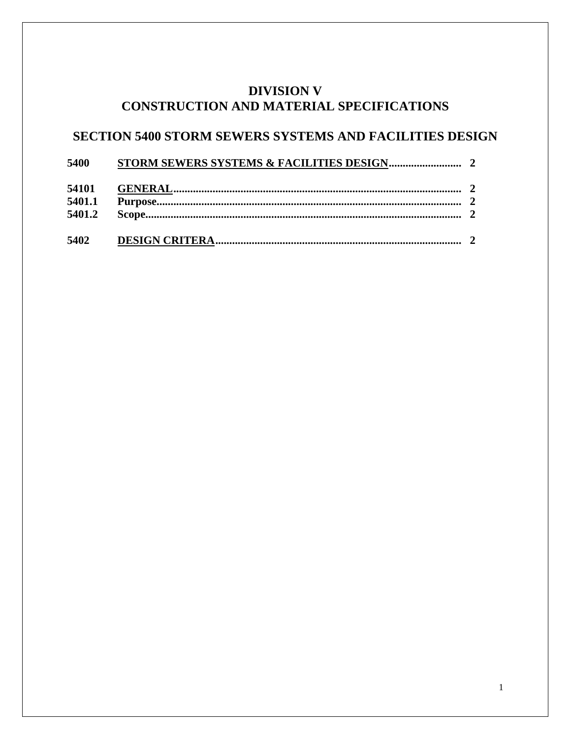# DIVISION V
# CONSTRUCTION AND MATERIAL SPECIFICATIONS

## SECTION 5400 STORM SEWERS SYSTEMS AND FACILITIES DESIGN

| | | |
|---|---|---|
| **5400** | **STORM SEWERS SYSTEMS & FACILITIES DESIGN** | **2** |
| **54101** | **GENERAL** | **2** |
| **5401.1** | **Purpose** | **2** |
| **5401.2** | **Scope** | **2** |
| **5402** | **DESIGN CRITERA** | **2** |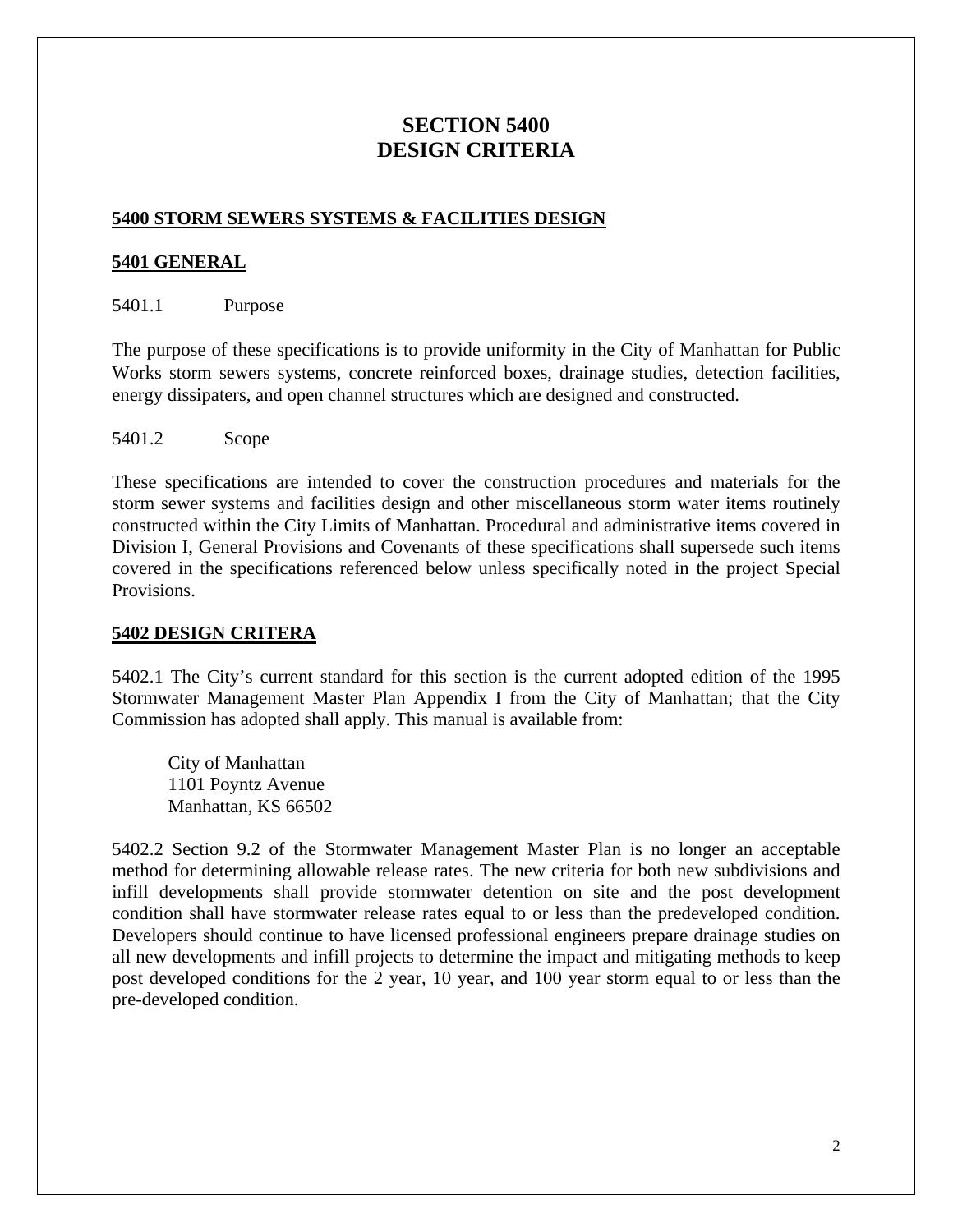# SECTION 5400
# DESIGN CRITERIA

## 5400 STORM SEWERS SYSTEMS & FACILITIES DESIGN

### 5401 GENERAL

5401.1 Purpose

The purpose of these specifications is to provide uniformity in the City of Manhattan for Public Works storm sewers systems, concrete reinforced boxes, drainage studies, detection facilities, energy dissipaters, and open channel structures which are designed and constructed.

5401.2 Scope

These specifications are intended to cover the construction procedures and materials for the storm sewer systems and facilities design and other miscellaneous storm water items routinely constructed within the City Limits of Manhattan. Procedural and administrative items covered in Division I, General Provisions and Covenants of these specifications shall supersede such items covered in the specifications referenced below unless specifically noted in the project Special Provisions.

### 5402 DESIGN CRITERA

5402.1 The City's current standard for this section is the current adopted edition of the 1995 Stormwater Management Master Plan Appendix I from the City of Manhattan; that the City Commission has adopted shall apply. This manual is available from:

City of Manhattan
1101 Poyntz Avenue
Manhattan, KS 66502

5402.2 Section 9.2 of the Stormwater Management Master Plan is no longer an acceptable method for determining allowable release rates. The new criteria for both new subdivisions and infill developments shall provide stormwater detention on site and the post development condition shall have stormwater release rates equal to or less than the predeveloped condition. Developers should continue to have licensed professional engineers prepare drainage studies on all new developments and infill projects to determine the impact and mitigating methods to keep post developed conditions for the 2 year, 10 year, and 100 year storm equal to or less than the pre-developed condition.